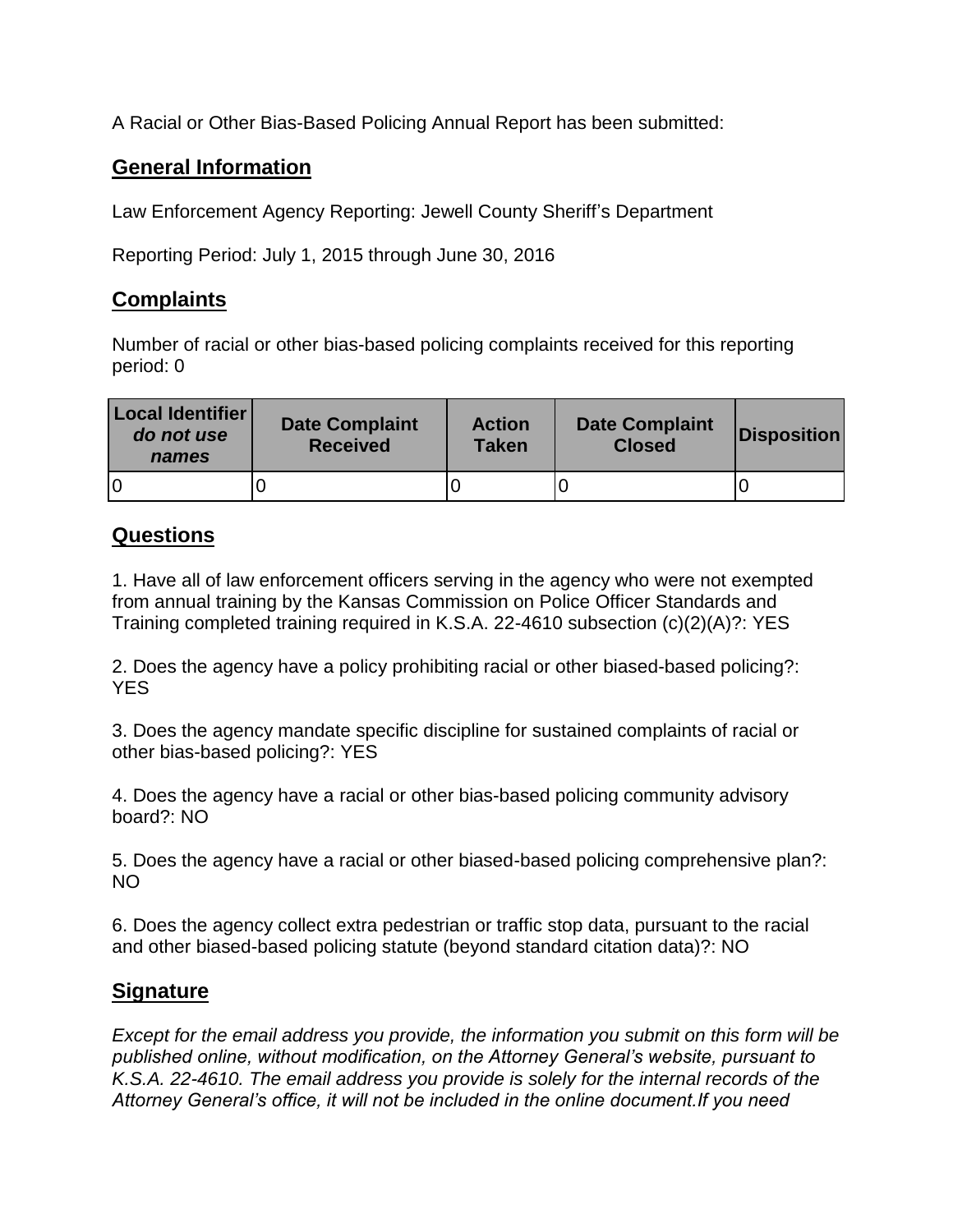A Racial or Other Bias-Based Policing Annual Report has been submitted:

## General Information

Law Enforcement Agency Reporting: Jewell County Sheriff's Department

Reporting Period: July 1, 2015 through June 30, 2016

## Complaints

Number of racial or other bias-based policing complaints received for this reporting period: 0

| Local Identifier *do not use names* | Date Complaint Received | Action Taken | Date Complaint Closed | Disposition |
|---|---|---|---|---|
| 0 | 0 | 0 | 0 | 0 |

## Questions

1. Have all of law enforcement officers serving in the agency who were not exempted from annual training by the Kansas Commission on Police Officer Standards and Training completed training required in K.S.A. 22-4610 subsection (c)(2)(A)?: YES

2. Does the agency have a policy prohibiting racial or other biased-based policing?: YES

3. Does the agency mandate specific discipline for sustained complaints of racial or other bias-based policing?: YES

4. Does the agency have a racial or other bias-based policing community advisory board?: NO

5. Does the agency have a racial or other biased-based policing comprehensive plan?: NO

6. Does the agency collect extra pedestrian or traffic stop data, pursuant to the racial and other biased-based policing statute (beyond standard citation data)?: NO

## Signature

*Except for the email address you provide, the information you submit on this form will be published online, without modification, on the Attorney General's website, pursuant to K.S.A. 22-4610. The email address you provide is solely for the internal records of the Attorney General's office, it will not be included in the online document.If you need*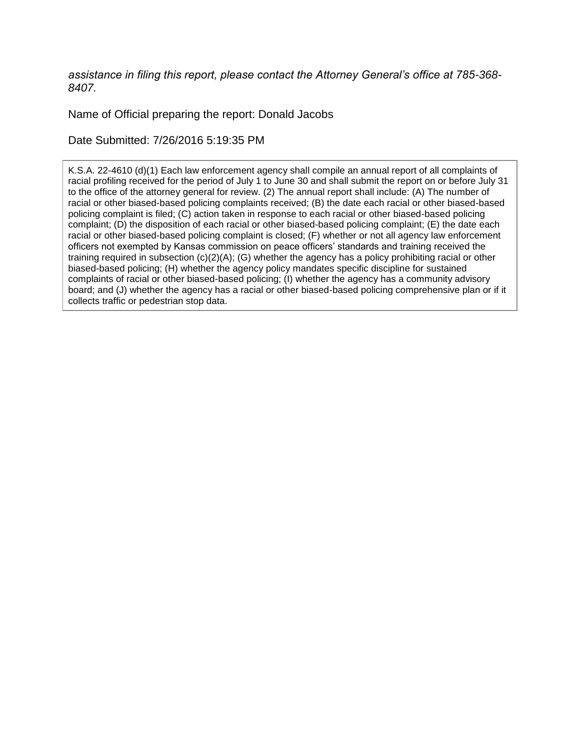*assistance in filing this report, please contact the Attorney General's office at 785-368-8407.*

Name of Official preparing the report: Donald Jacobs

Date Submitted: 7/26/2016 5:19:35 PM

K.S.A. 22-4610 (d)(1) Each law enforcement agency shall compile an annual report of all complaints of racial profiling received for the period of July 1 to June 30 and shall submit the report on or before July 31 to the office of the attorney general for review. (2) The annual report shall include: (A) The number of racial or other biased-based policing complaints received; (B) the date each racial or other biased-based policing complaint is filed; (C) action taken in response to each racial or other biased-based policing complaint; (D) the disposition of each racial or other biased-based policing complaint; (E) the date each racial or other biased-based policing complaint is closed; (F) whether or not all agency law enforcement officers not exempted by Kansas commission on peace officers' standards and training received the training required in subsection (c)(2)(A); (G) whether the agency has a policy prohibiting racial or other biased-based policing; (H) whether the agency policy mandates specific discipline for sustained complaints of racial or other biased-based policing; (I) whether the agency has a community advisory board; and (J) whether the agency has a racial or other biased-based policing comprehensive plan or if it collects traffic or pedestrian stop data.